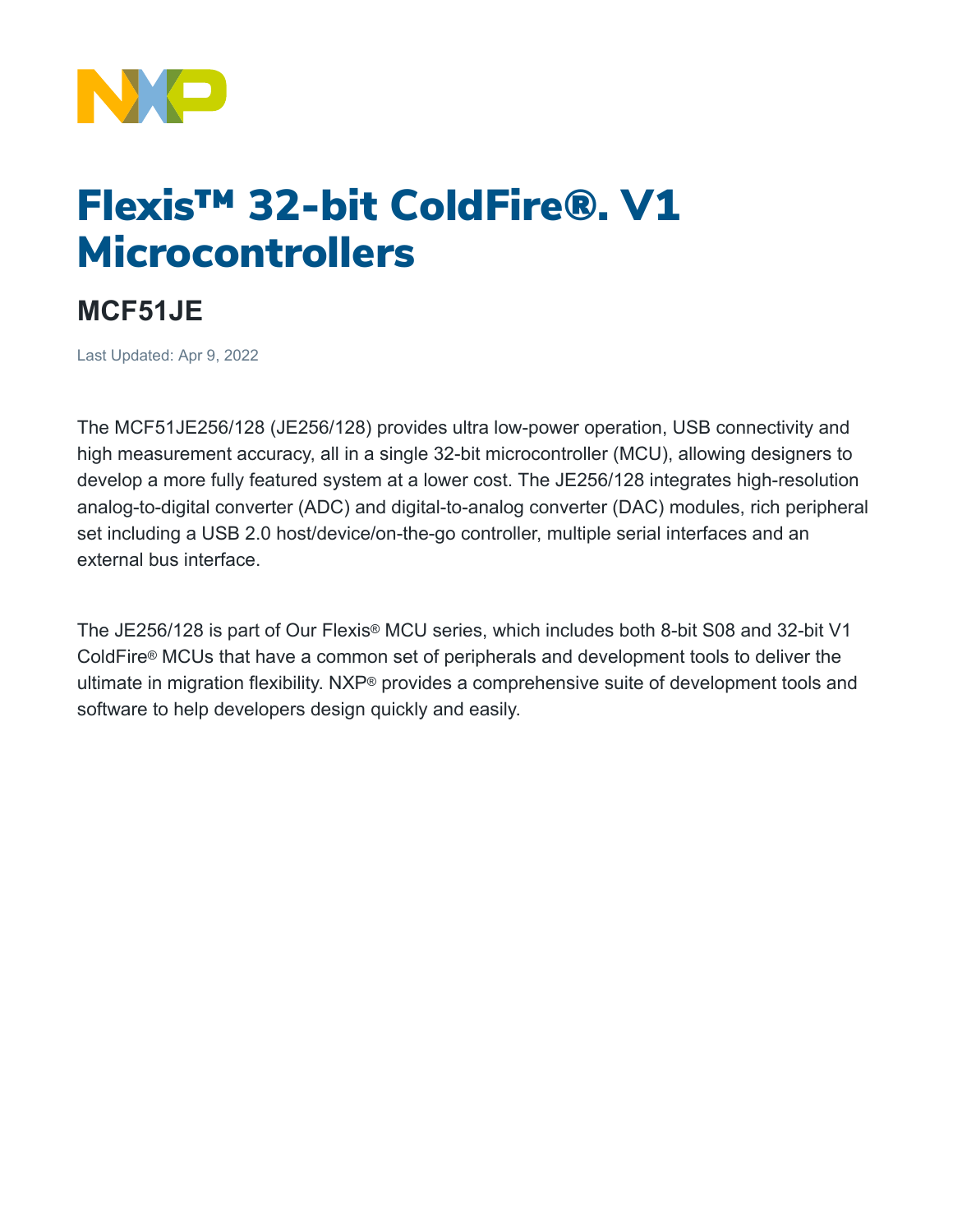# Flexis™ 32-bit ColdFire®. V1 Microcontrollers

## MCF51JE

Last Updated: Apr 9, 2022

The MCF51JE256/128 (JE256/128) provides ultra low-power operation, USB connectivity and high measurement accuracy, all in a single 32-bit microcontroller (MCU), allowing designers to develop a more fully featured system at a lower cost. The JE256/128 integrates high-resolution analog-to-digital converter (ADC) and digital-to-analog converter (DAC) modules, rich peripheral set including a USB 2.0 host/device/on-the-go controller, multiple serial interfaces and an external bus interface.

The JE256/128 is part of Our Flexis® MCU series, which includes both 8-bit S08 and 32-bit V1 ColdFire® MCUs that have a common set of peripherals and development tools to deliver the ultimate in migration flexibility. NXP® provides a comprehensive suite of development tools and software to help developers design quickly and easily.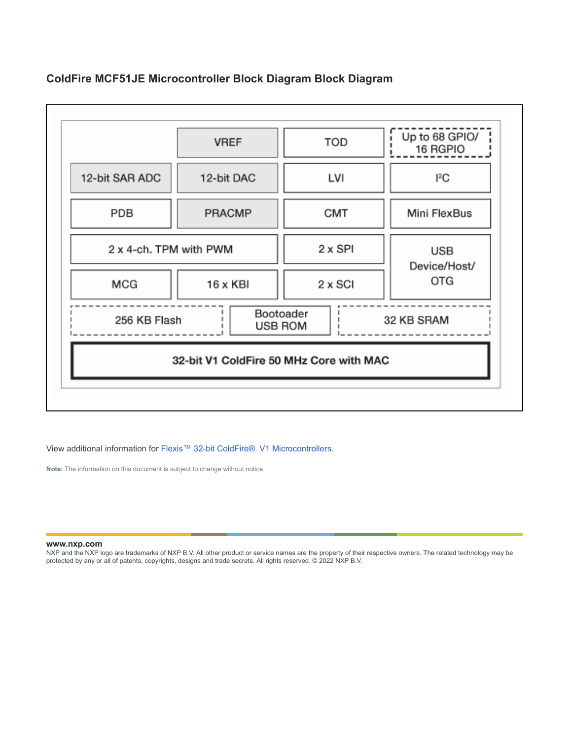## ColdFire MCF51JE Microcontroller Block Diagram Block Diagram

VREF

TOD

Up to 68 GPIO/ 16 RGPIO

12-bit SAR ADC

12-bit DAC

LVI

I²C

PDB

PRACMP

CMT

Mini FlexBus

2 x 4-ch. TPM with PWM

2 x SPI

USB Device/Host/ OTG

MCG

16 x KBI

2 x SCI

256 KB Flash

Bootoader USB ROM

32 KB SRAM

32-bit V1 ColdFire 50 MHz Core with MAC

View additional information for Flexis™ 32-bit ColdFire®. V1 Microcontrollers.

**Note:** The information on this document is subject to change without notice.

**www.nxp.com**

NXP and the NXP logo are trademarks of NXP B.V. All other product or service names are the property of their respective owners. The related technology may be protected by any or all of patents, copyrights, designs and trade secrets. All rights reserved. © 2022 NXP B.V.